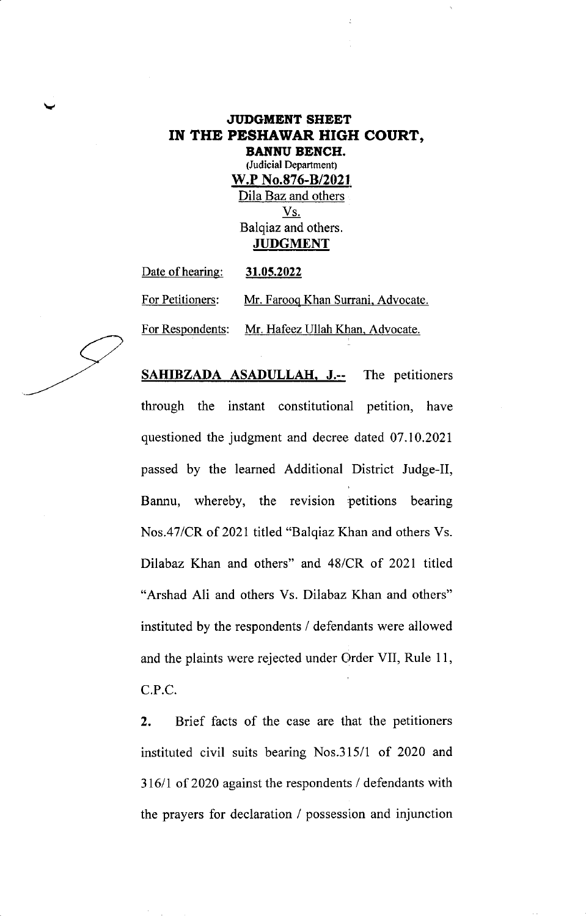**JUDGMENT SHEET**
**IN THE PESHAWAR HIGH COURT,**
**BANNU BENCH.**
(Judicial Department)
**W.P No.876-B/2021**
Dila Baz and others
Vs.
Balqiaz and others.
**JUDGMENT**

Date of hearing: **31.05.2022**

For Petitioners: Mr. Farooq Khan Surrani, Advocate.

For Respondents: Mr. Hafeez Ullah Khan, Advocate.

**SAHIBZADA ASADULLAH, J.--** The petitioners through the instant constitutional petition, have questioned the judgment and decree dated 07.10.2021 passed by the learned Additional District Judge-II, Bannu, whereby, the revision petitions bearing Nos.47/CR of 2021 titled "Balqiaz Khan and others Vs. Dilabaz Khan and others" and 48/CR of 2021 titled "Arshad Ali and others Vs. Dilabaz Khan and others" instituted by the respondents / defendants were allowed and the plaints were rejected under Order VII, Rule 11, C.P.C.

**2.** Brief facts of the case are that the petitioners instituted civil suits bearing Nos.315/1 of 2020 and 316/1 of 2020 against the respondents / defendants with the prayers for declaration / possession and injunction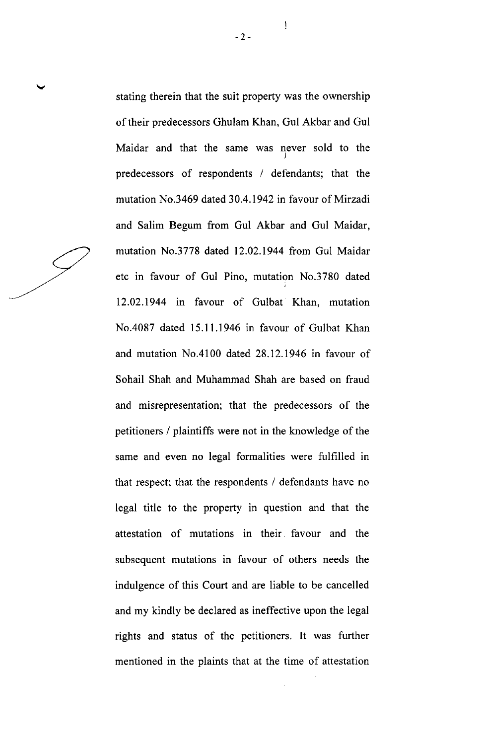stating therein that the suit property was the ownership of their predecessors Ghulam Khan, Gul Akbar and Gul Maidar and that the same was never sold to the predecessors of respondents / defendants; that the mutation No.3469 dated 30.4.1942 in favour of Mirzadi and Salim Begum from Gul Akbar and Gul Maidar, mutation No.3778 dated 12.02.1944 from Gul Maidar etc in favour of Gul Pino, mutation No.3780 dated 12.02.1944 in favour of Gulbat Khan, mutation No.4087 dated 15.11.1946 in favour of Gulbat Khan and mutation No.4100 dated 28.12.1946 in favour of Sohail Shah and Muhammad Shah are based on fraud and misrepresentation; that the predecessors of the petitioners / plaintiffs were not in the knowledge of the same and even no legal formalities were fulfilled in that respect; that the respondents / defendants have no legal title to the property in question and that the attestation of mutations in their favour and the subsequent mutations in favour of others needs the indulgence of this Court and are liable to be cancelled and my kindly be declared as ineffective upon the legal rights and status of the petitioners. It was further mentioned in the plaints that at the time of attestation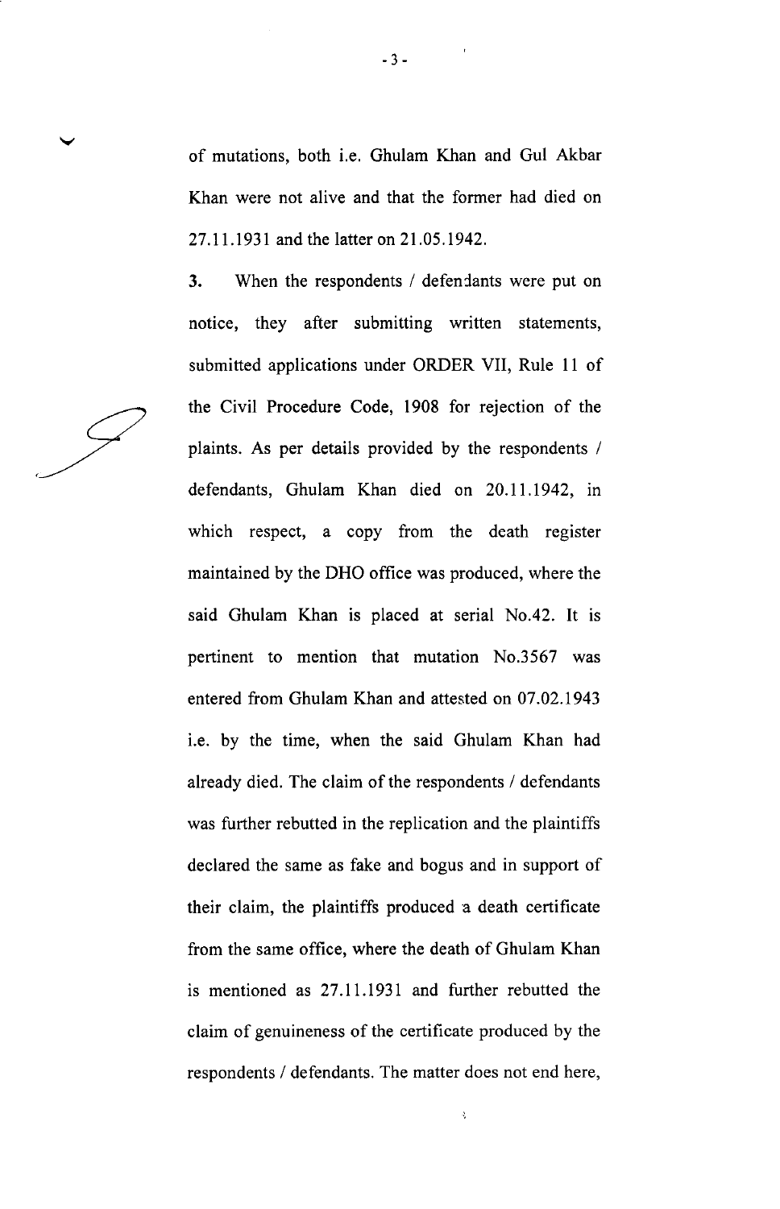of mutations, both i.e. Ghulam Khan and Gul Akbar Khan were not alive and that the former had died on 27.11.1931 and the latter on 21.05.1942.

**3.** When the respondents / defendants were put on notice, they after submitting written statements, submitted applications under ORDER VII, Rule 11 of the Civil Procedure Code, 1908 for rejection of the plaints. As per details provided by the respondents / defendants, Ghulam Khan died on 20.11.1942, in which respect, a copy from the death register maintained by the DHO office was produced, where the said Ghulam Khan is placed at serial No.42. It is pertinent to mention that mutation No.3567 was entered from Ghulam Khan and attested on 07.02.1943 i.e. by the time, when the said Ghulam Khan had already died. The claim of the respondents / defendants was further rebutted in the replication and the plaintiffs declared the same as fake and bogus and in support of their claim, the plaintiffs produced a death certificate from the same office, where the death of Ghulam Khan is mentioned as 27.11.1931 and further rebutted the claim of genuineness of the certificate produced by the respondents / defendants. The matter does not end here,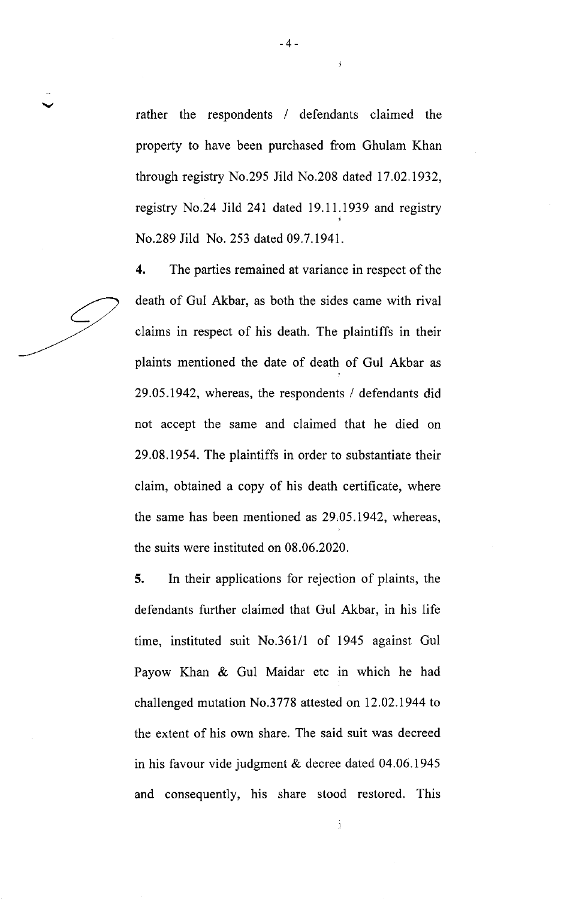rather the respondents / defendants claimed the property to have been purchased from Ghulam Khan through registry No.295 Jild No.208 dated 17.02.1932, registry No.24 Jild 241 dated 19.11.1939 and registry No.289 Jild No. 253 dated 09.7.1941.

**4.** The parties remained at variance in respect of the death of Gul Akbar, as both the sides came with rival claims in respect of his death. The plaintiffs in their plaints mentioned the date of death of Gul Akbar as 29.05.1942, whereas, the respondents / defendants did not accept the same and claimed that he died on 29.08.1954. The plaintiffs in order to substantiate their claim, obtained a copy of his death certificate, where the same has been mentioned as 29.05.1942, whereas, the suits were instituted on 08.06.2020.

**5.** In their applications for rejection of plaints, the defendants further claimed that Gul Akbar, in his life time, instituted suit No.361/1 of 1945 against Gul Payow Khan & Gul Maidar etc in which he had challenged mutation No.3778 attested on 12.02.1944 to the extent of his own share. The said suit was decreed in his favour vide judgment & decree dated 04.06.1945 and consequently, his share stood restored. This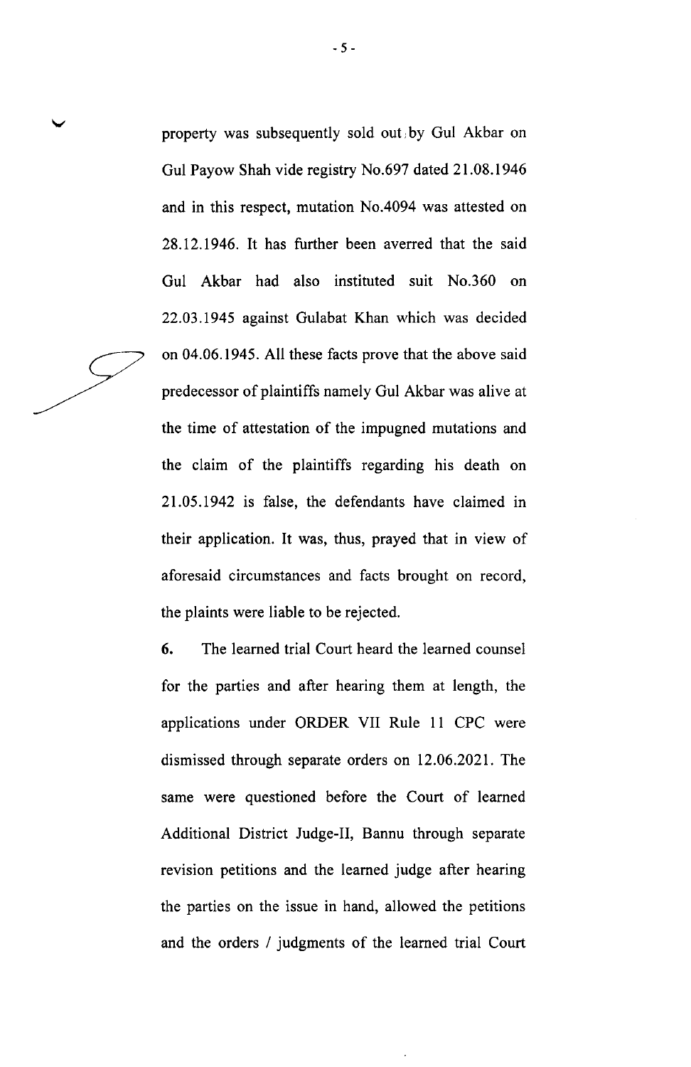property was subsequently sold out by Gul Akbar on Gul Payow Shah vide registry No.697 dated 21.08.1946 and in this respect, mutation No.4094 was attested on 28.12.1946. It has further been averred that the said Gul Akbar had also instituted suit No.360 on 22.03.1945 against Gulabat Khan which was decided on 04.06.1945. All these facts prove that the above said predecessor of plaintiffs namely Gul Akbar was alive at the time of attestation of the impugned mutations and the claim of the plaintiffs regarding his death on 21.05.1942 is false, the defendants have claimed in their application. It was, thus, prayed that in view of aforesaid circumstances and facts brought on record, the plaints were liable to be rejected.

**6.** The learned trial Court heard the learned counsel for the parties and after hearing them at length, the applications under ORDER VII Rule 11 CPC were dismissed through separate orders on 12.06.2021. The same were questioned before the Court of learned Additional District Judge-II, Bannu through separate revision petitions and the learned judge after hearing the parties on the issue in hand, allowed the petitions and the orders / judgments of the learned trial Court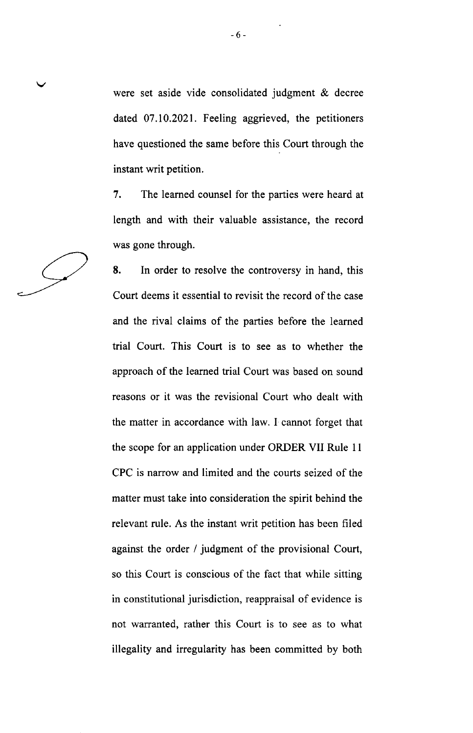were set aside vide consolidated judgment & decree dated 07.10.2021. Feeling aggrieved, the petitioners have questioned the same before this Court through the instant writ petition.

**7.** The learned counsel for the parties were heard at length and with their valuable assistance, the record was gone through.

**8.** In order to resolve the controversy in hand, this Court deems it essential to revisit the record of the case and the rival claims of the parties before the learned trial Court. This Court is to see as to whether the approach of the learned trial Court was based on sound reasons or it was the revisional Court who dealt with the matter in accordance with law. I cannot forget that the scope for an application under ORDER VII Rule 11 CPC is narrow and limited and the courts seized of the matter must take into consideration the spirit behind the relevant rule. As the instant writ petition has been filed against the order / judgment of the provisional Court, so this Court is conscious of the fact that while sitting in constitutional jurisdiction, reappraisal of evidence is not warranted, rather this Court is to see as to what illegality and irregularity has been committed by both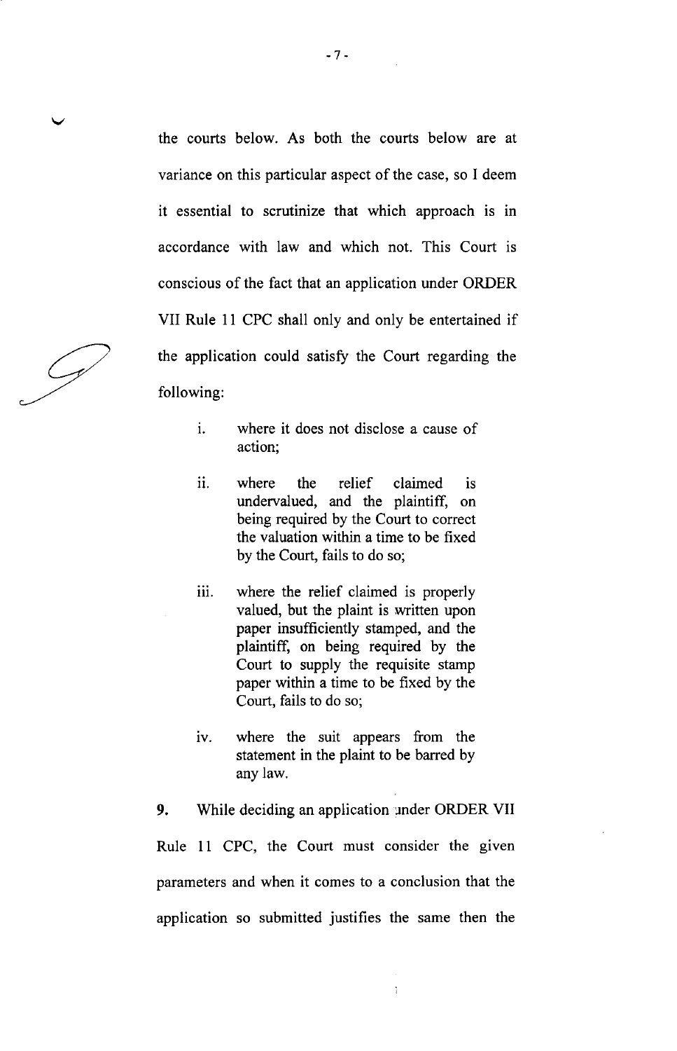the courts below. As both the courts below are at variance on this particular aspect of the case, so I deem it essential to scrutinize that which approach is in accordance with law and which not. This Court is conscious of the fact that an application under ORDER VII Rule 11 CPC shall only and only be entertained if the application could satisfy the Court regarding the following:

> i. where it does not disclose a cause of action;
>
> ii. where the relief claimed is undervalued, and the plaintiff, on being required by the Court to correct the valuation within a time to be fixed by the Court, fails to do so;
>
> iii. where the relief claimed is properly valued, but the plaint is written upon paper insufficiently stamped, and the plaintiff, on being required by the Court to supply the requisite stamp paper within a time to be fixed by the Court, fails to do so;
>
> iv. where the suit appears from the statement in the plaint to be barred by any law.

**9.** While deciding an application under ORDER VII Rule 11 CPC, the Court must consider the given parameters and when it comes to a conclusion that the application so submitted justifies the same then the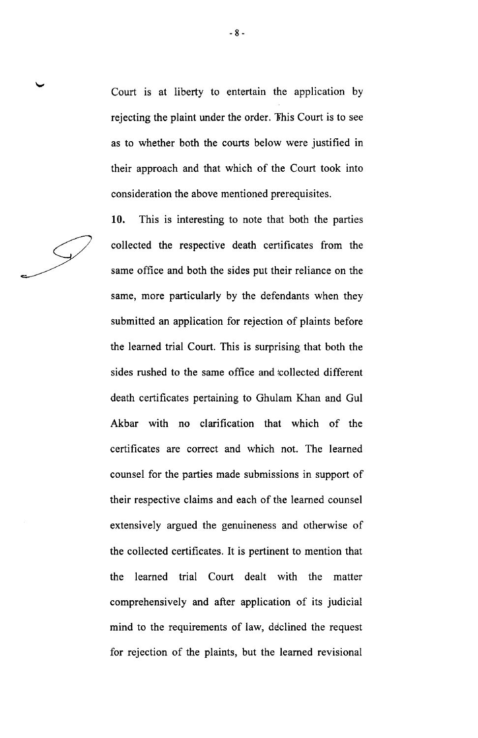Court is at liberty to entertain the application by rejecting the plaint under the order. This Court is to see as to whether both the courts below were justified in their approach and that which of the Court took into consideration the above mentioned prerequisites.

**10.** This is interesting to note that both the parties collected the respective death certificates from the same office and both the sides put their reliance on the same, more particularly by the defendants when they submitted an application for rejection of plaints before the learned trial Court. This is surprising that both the sides rushed to the same office and collected different death certificates pertaining to Ghulam Khan and Gul Akbar with no clarification that which of the certificates are correct and which not. The learned counsel for the parties made submissions in support of their respective claims and each of the learned counsel extensively argued the genuineness and otherwise of the collected certificates. It is pertinent to mention that the learned trial Court dealt with the matter comprehensively and after application of its judicial mind to the requirements of law, declined the request for rejection of the plaints, but the learned revisional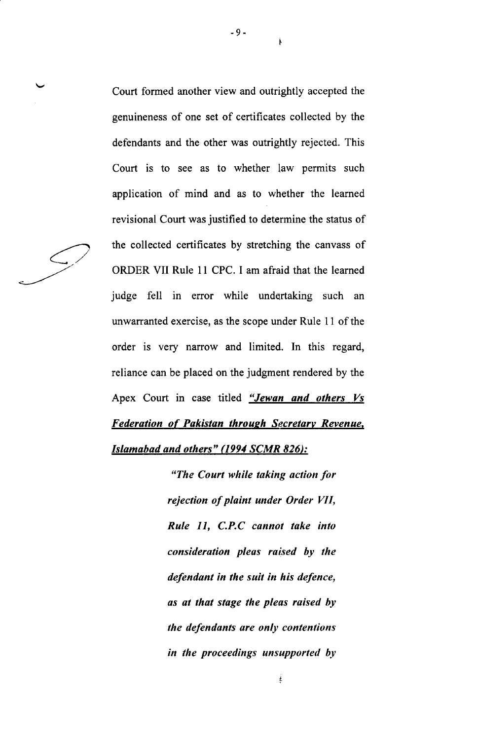Court formed another view and outrightly accepted the genuineness of one set of certificates collected by the defendants and the other was outrightly rejected. This Court is to see as to whether law permits such application of mind and as to whether the learned revisional Court was justified to determine the status of the collected certificates by stretching the canvass of ORDER VII Rule 11 CPC. I am afraid that the learned judge fell in error while undertaking such an unwarranted exercise, as the scope under Rule 11 of the order is very narrow and limited. In this regard, reliance can be placed on the judgment rendered by the Apex Court in case titled ***"Jewan and others Vs Federation of Pakistan through Secretary Revenue, Islamabad and others" (1994 SCMR 826):***

> ***"The Court while taking action for rejection of plaint under Order VII, Rule 11, C.P.C cannot take into consideration pleas raised by the defendant in the suit in his defence, as at that stage the pleas raised by the defendants are only contentions in the proceedings unsupported by***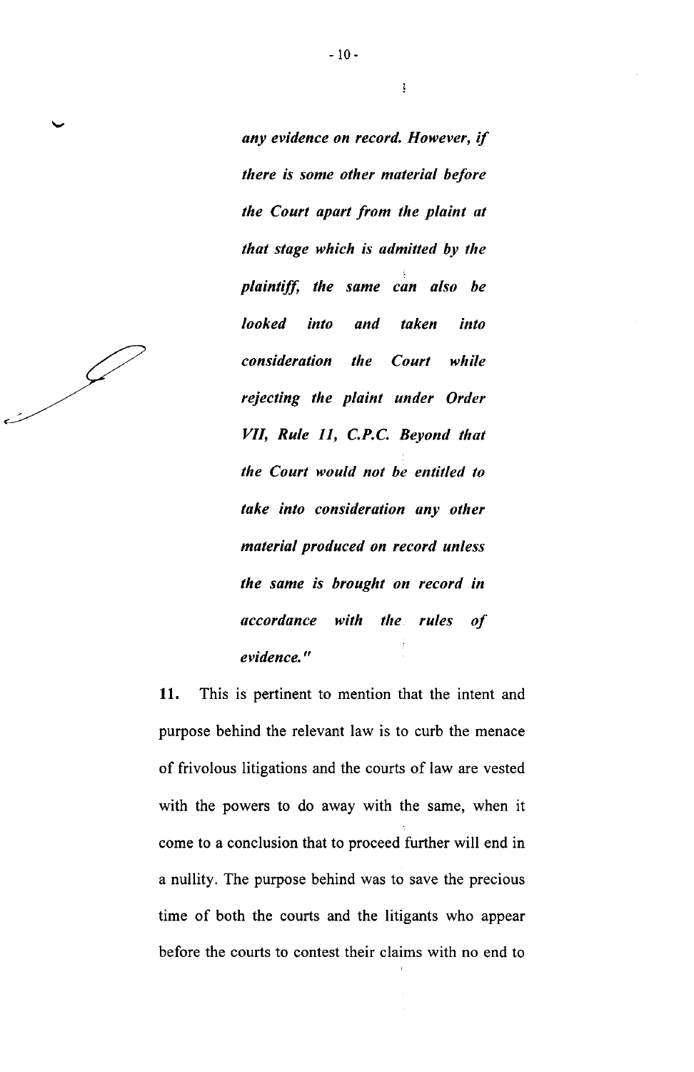> ***any evidence on record. However, if there is some other material before the Court apart from the plaint at that stage which is admitted by the plaintiff, the same can also be looked into and taken into consideration the Court while rejecting the plaint under Order VII, Rule 11, C.P.C. Beyond that the Court would not be entitled to take into consideration any other material produced on record unless the same is brought on record in accordance with the rules of evidence."***

**11.** This is pertinent to mention that the intent and purpose behind the relevant law is to curb the menace of frivolous litigations and the courts of law are vested with the powers to do away with the same, when it come to a conclusion that to proceed further will end in a nullity. The purpose behind was to save the precious time of both the courts and the litigants who appear before the courts to contest their claims with no end to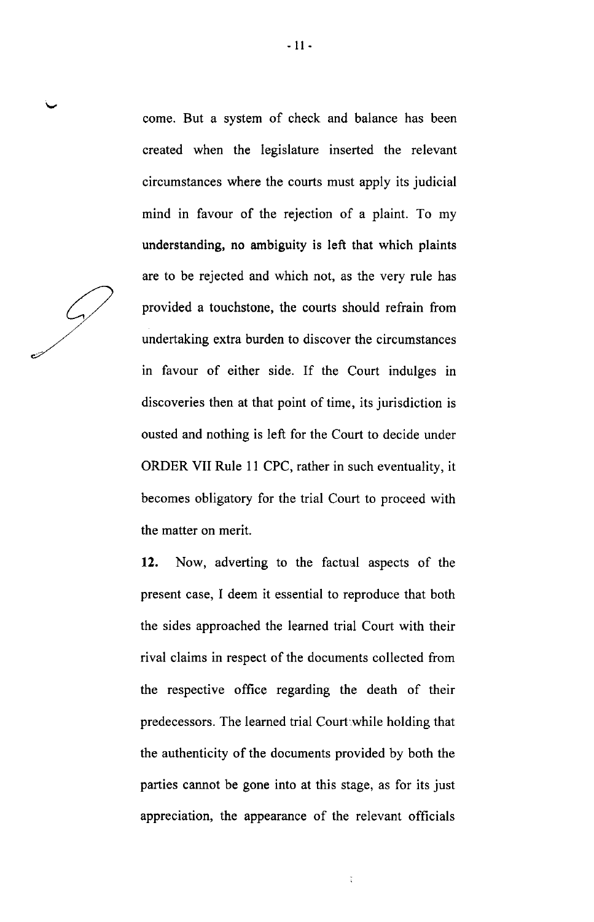come. But a system of check and balance has been created when the legislature inserted the relevant circumstances where the courts must apply its judicial mind in favour of the rejection of a plaint. To my understanding, no ambiguity is left that which plaints are to be rejected and which not, as the very rule has provided a touchstone, the courts should refrain from undertaking extra burden to discover the circumstances in favour of either side. If the Court indulges in discoveries then at that point of time, its jurisdiction is ousted and nothing is left for the Court to decide under ORDER VII Rule 11 CPC, rather in such eventuality, it becomes obligatory for the trial Court to proceed with the matter on merit.

**12.** Now, adverting to the factual aspects of the present case, I deem it essential to reproduce that both the sides approached the learned trial Court with their rival claims in respect of the documents collected from the respective office regarding the death of their predecessors. The learned trial Court while holding that the authenticity of the documents provided by both the parties cannot be gone into at this stage, as for its just appreciation, the appearance of the relevant officials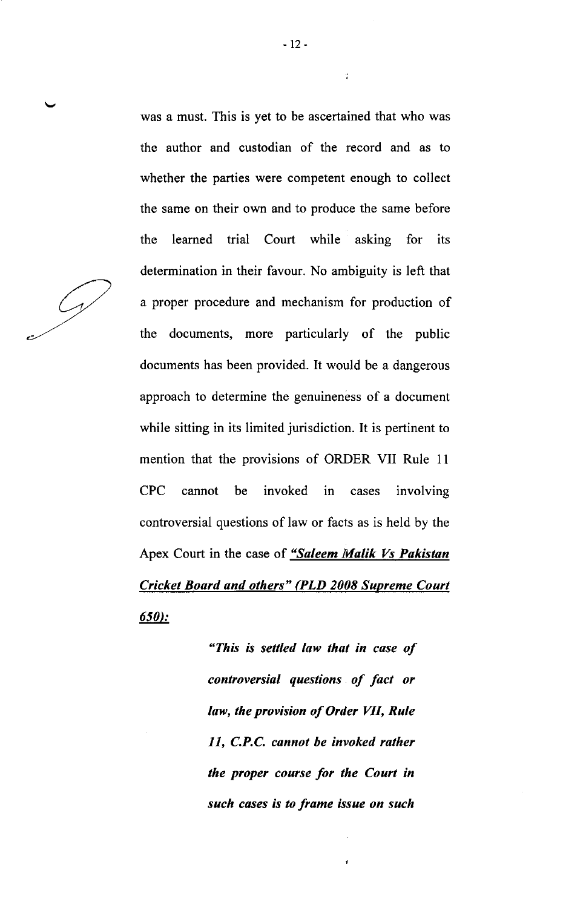was a must. This is yet to be ascertained that who was the author and custodian of the record and as to whether the parties were competent enough to collect the same on their own and to produce the same before the learned trial Court while asking for its determination in their favour. No ambiguity is left that a proper procedure and mechanism for production of the documents, more particularly of the public documents has been provided. It would be a dangerous approach to determine the genuineness of a document while sitting in its limited jurisdiction. It is pertinent to mention that the provisions of ORDER VII Rule 11 CPC cannot be invoked in cases involving controversial questions of law or facts as is held by the Apex Court in the case of ***"Saleem Malik Vs Pakistan Cricket Board and others" (PLD 2008 Supreme Court 650):***

> ***"This is settled law that in case of controversial questions of fact or law, the provision of Order VII, Rule 11, C.P.C. cannot be invoked rather the proper course for the Court in such cases is to frame issue on such***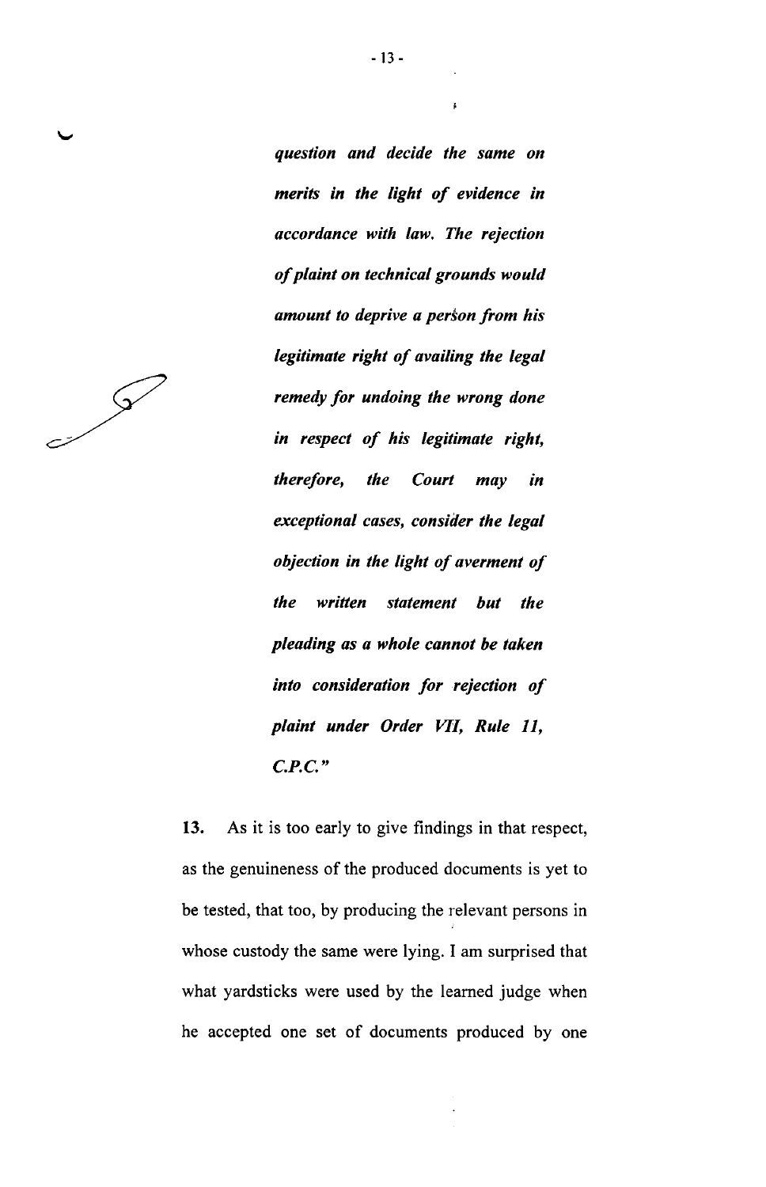*question and decide the same on merits in the light of evidence in accordance with law. The rejection of plaint on technical grounds would amount to deprive a person from his legitimate right of availing the legal remedy for undoing the wrong done in respect of his legitimate right, therefore, the Court may in exceptional cases, consider the legal objection in the light of averment of the written statement but the pleading as a whole cannot be taken into consideration for rejection of plaint under Order VII, Rule 11, C.P.C."*

**13.** As it is too early to give findings in that respect, as the genuineness of the produced documents is yet to be tested, that too, by producing the relevant persons in whose custody the same were lying. I am surprised that what yardsticks were used by the learned judge when he accepted one set of documents produced by one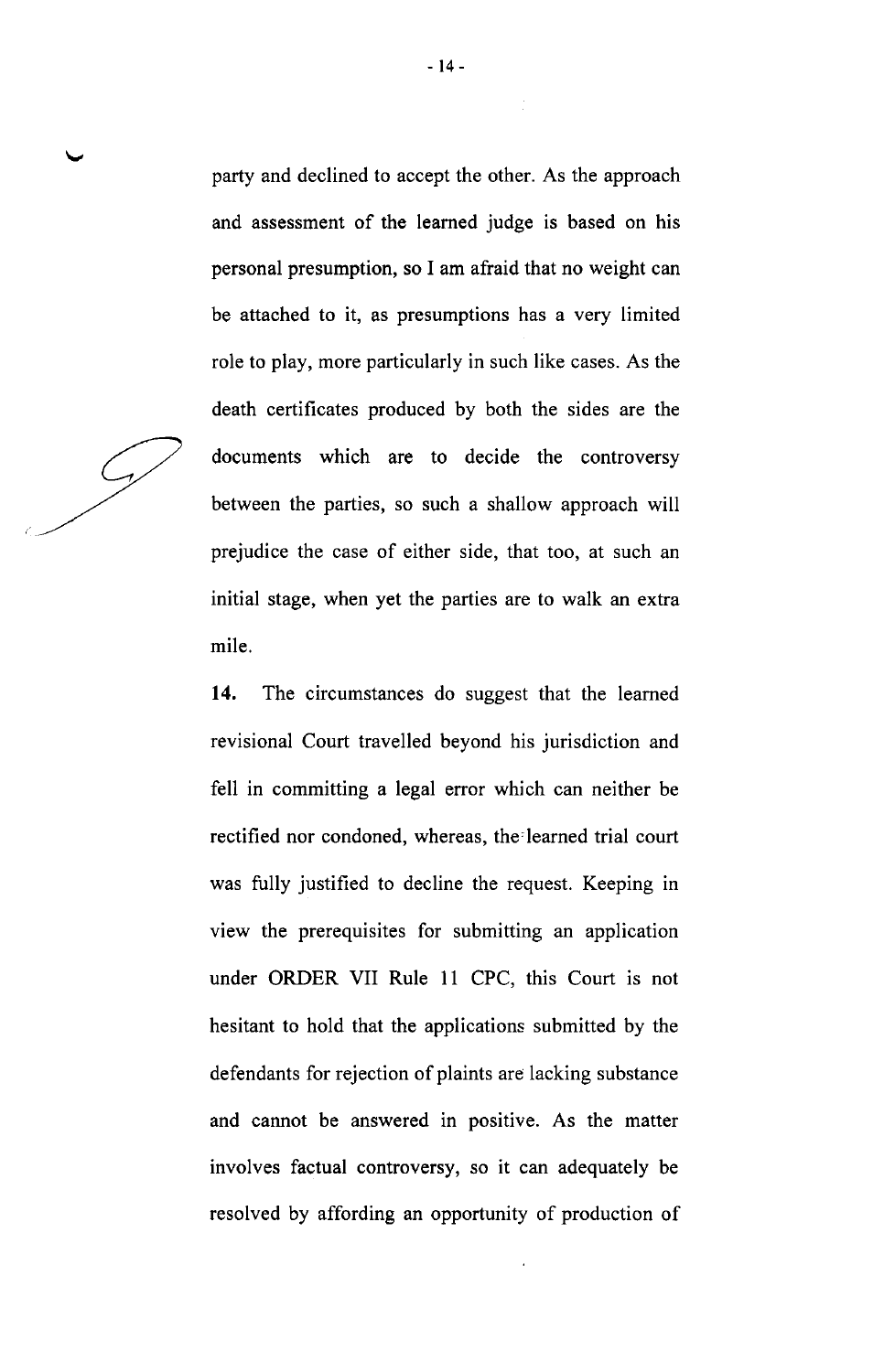party and declined to accept the other. As the approach and assessment of the learned judge is based on his personal presumption, so I am afraid that no weight can be attached to it, as presumptions has a very limited role to play, more particularly in such like cases. As the death certificates produced by both the sides are the documents which are to decide the controversy between the parties, so such a shallow approach will prejudice the case of either side, that too, at such an initial stage, when yet the parties are to walk an extra mile.

**14.** The circumstances do suggest that the learned revisional Court travelled beyond his jurisdiction and fell in committing a legal error which can neither be rectified nor condoned, whereas, the learned trial court was fully justified to decline the request. Keeping in view the prerequisites for submitting an application under ORDER VII Rule 11 CPC, this Court is not hesitant to hold that the applications submitted by the defendants for rejection of plaints are lacking substance and cannot be answered in positive. As the matter involves factual controversy, so it can adequately be resolved by affording an opportunity of production of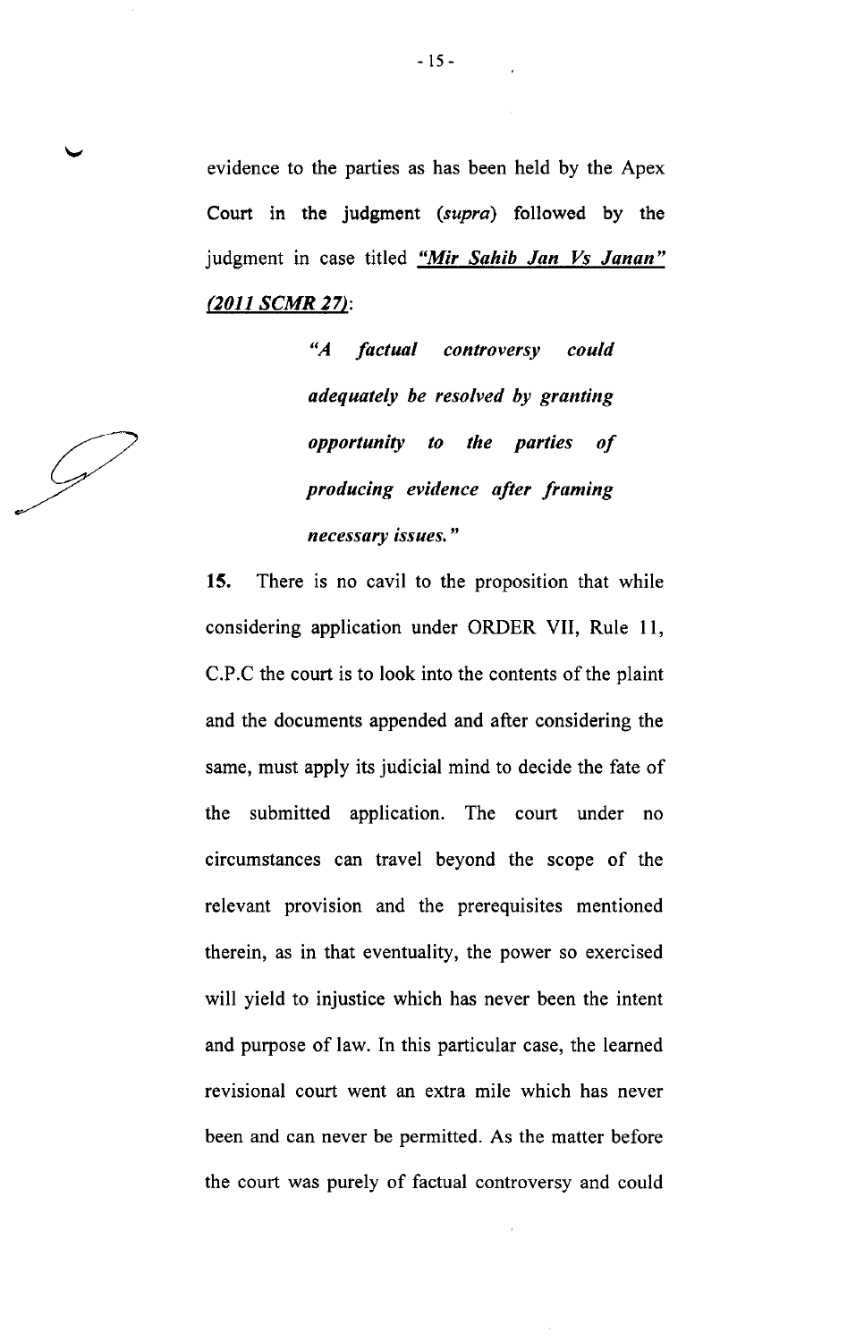evidence to the parties as has been held by the Apex Court in the judgment (*supra*) followed by the judgment in case titled ***"Mir Sahib Jan Vs Janan" (2011 SCMR 27)***:

> ***"A factual controversy could adequately be resolved by granting opportunity to the parties of producing evidence after framing necessary issues."***

**15.** There is no cavil to the proposition that while considering application under ORDER VII, Rule 11, C.P.C the court is to look into the contents of the plaint and the documents appended and after considering the same, must apply its judicial mind to decide the fate of the submitted application. The court under no circumstances can travel beyond the scope of the relevant provision and the prerequisites mentioned therein, as in that eventuality, the power so exercised will yield to injustice which has never been the intent and purpose of law. In this particular case, the learned revisional court went an extra mile which has never been and can never be permitted. As the matter before the court was purely of factual controversy and could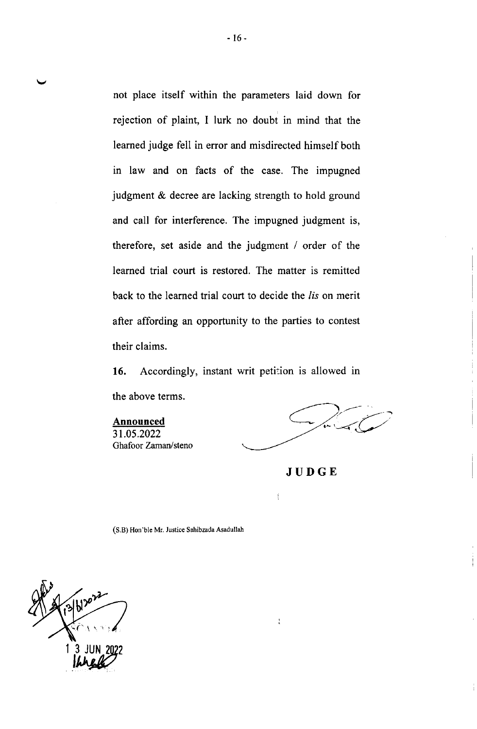not place itself within the parameters laid down for rejection of plaint, I lurk no doubt in mind that the learned judge fell in error and misdirected himself both in law and on facts of the case. The impugned judgment & decree are lacking strength to hold ground and call for interference. The impugned judgment is, therefore, set aside and the judgment / order of the learned trial court is restored. The matter is remitted back to the learned trial court to decide the *lis* on merit after affording an opportunity to the parties to contest their claims.

**16.** Accordingly, instant writ petition is allowed in the above terms.

**Announced**
31.05.2022
Ghafoor Zaman/steno

**JUDGE**

(S.B) Hon'ble Mr. Justice Sahibzada Asadullah

13 JUN 2022